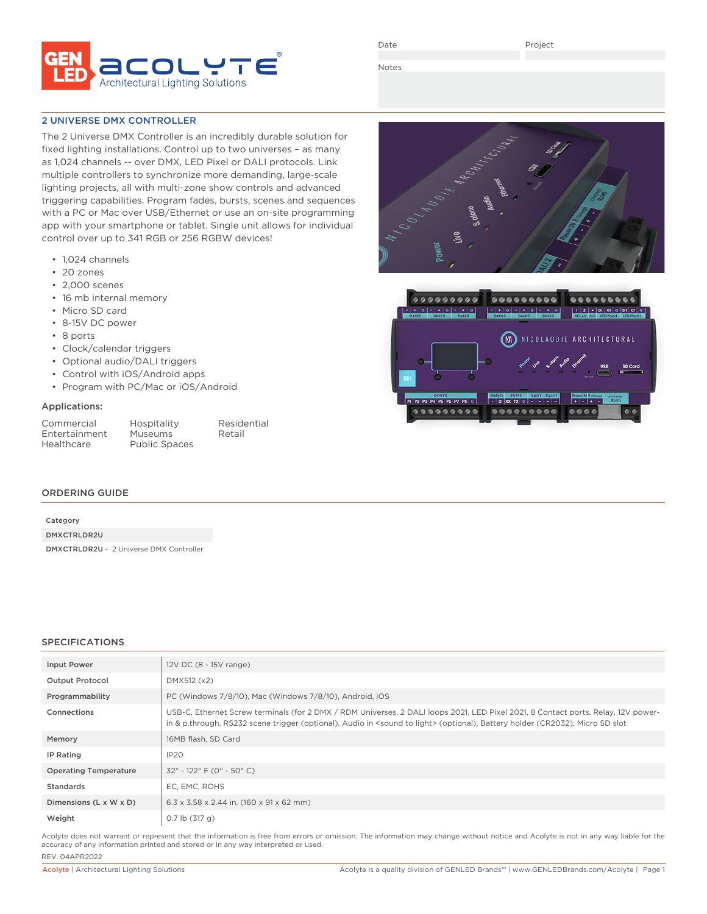GEN LED acolyte® Architectural Lighting Solutions

Date | Project

Notes

## 2 UNIVERSE DMX CONTROLLER

The 2 Universe DMX Controller is an incredibly durable solution for fixed lighting installations. Control up to two universes – as many as 1,024 channels -- over DMX, LED Pixel or DALI protocols. Link multiple controllers to synchronize more demanding, large-scale lighting projects, all with multi-zone show controls and advanced triggering capabilities. Program fades, bursts, scenes and sequences with a PC or Mac over USB/Ethernet or use an on-site programming app with your smartphone or tablet. Single unit allows for individual control over up to 341 RGB or 256 RGBW devices!

- 1,024 channels
- 20 zones
- 2,000 scenes
- 16 mb internal memory
- Micro SD card
- 8-15V DC power
- 8 ports
- Clock/calendar triggers
- Optional audio/DALI triggers
- Control with iOS/Android apps
- Program with PC/Mac or iOS/Android

### Applications:

| | | |
|---|---|---|
| Commercial | Hospitality | Residential |
| Entertainment | Museums | Retail |
| Healthcare | Public Spaces | |

## ORDERING GUIDE

| Category |
|---|
| DMXCTRLDR2U |
| DMXCTRLDR2U - 2 Universe DMX Controller |

## SPECIFICATIONS

| | |
|---|---|
| Input Power | 12V DC (8 - 15V range) |
| Output Protocol | DMX512 (x2) |
| Programmability | PC (Windows 7/8/10), Mac (Windows 7/8/10), Android, iOS |
| Connections | USB-C, Ethernet Screw terminals (for 2 DMX / RDM Universes, 2 DALI loops 2021, LED Pixel 2021, 8 Contact ports, Relay, 12V power-in & p.through, RS232 scene trigger (optional), Audio in <sound to light> (optional), Battery holder (CR2032), Micro SD slot |
| Memory | 16MB flash, SD Card |
| IP Rating | IP20 |
| Operating Temperature | 32° - 122° F (0° - 50° C) |
| Standards | EC, EMC, ROHS |
| Dimensions (L x W x D) | 6.3 x 3.58 x 2.44 in. (160 x 91 x 62 mm) |
| Weight | 0.7 lb (317 g) |

Acolyte does not warrant or represent that the information is free from errors or omission. The information may change without notice and Acolyte is not in any way liable for the accuracy of any information printed and stored or in any way interpreted or used.

REV. 04APR2022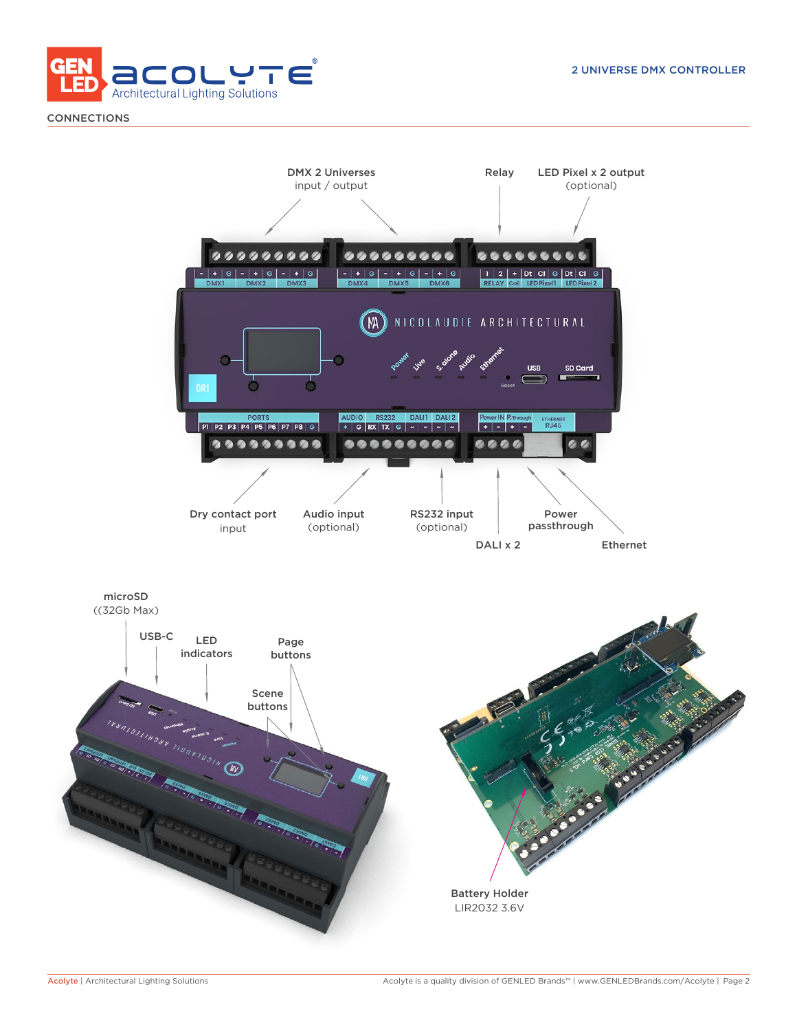## CONNECTIONS

DMX 2 Universes input / output

Relay

LED Pixel x 2 output (optional)

Dry contact port input

Audio input (optional)

RS232 input (optional)

DALI x 2

Power passthrough

Ethernet

microSD ((32Gb Max)

USB-C

LED indicators

Page buttons

Scene buttons

Battery Holder LIR2032 3.6V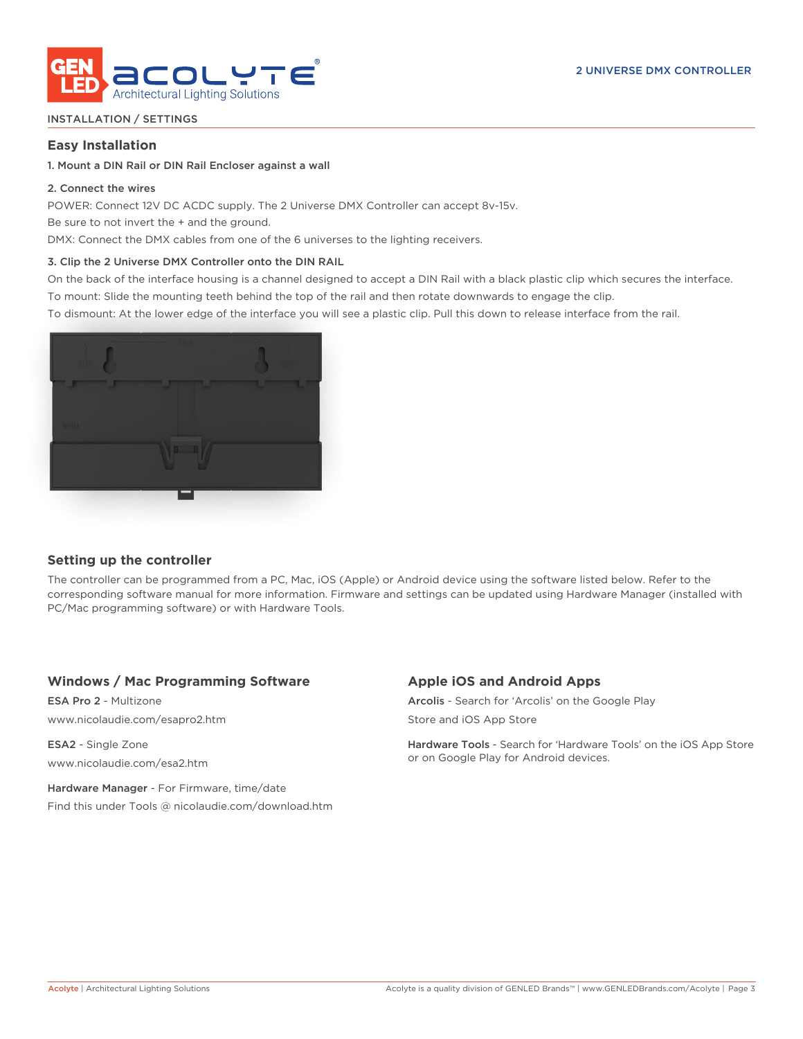INSTALLATION / SETTINGS

## Easy Installation

**1. Mount a DIN Rail or DIN Rail Encloser against a wall**

**2. Connect the wires**

POWER: Connect 12V DC ACDC supply. The 2 Universe DMX Controller can accept 8v-15v.

Be sure to not invert the + and the ground.

DMX: Connect the DMX cables from one of the 6 universes to the lighting receivers.

**3. Clip the 2 Universe DMX Controller onto the DIN RAIL**

On the back of the interface housing is a channel designed to accept a DIN Rail with a black plastic clip which secures the interface.

To mount: Slide the mounting teeth behind the top of the rail and then rotate downwards to engage the clip.

To dismount: At the lower edge of the interface you will see a plastic clip. Pull this down to release interface from the rail.

## Setting up the controller

The controller can be programmed from a PC, Mac, iOS (Apple) or Android device using the software listed below. Refer to the corresponding software manual for more information. Firmware and settings can be updated using Hardware Manager (installed with PC/Mac programming software) or with Hardware Tools.

## Windows / Mac Programming Software

**ESA Pro 2** - Multizone

www.nicolaudie.com/esapro2.htm

**ESA2** - Single Zone

www.nicolaudie.com/esa2.htm

**Hardware Manager** - For Firmware, time/date

Find this under Tools @ nicolaudie.com/download.htm

## Apple iOS and Android Apps

**Arcolis** - Search for 'Arcolis' on the Google Play Store and iOS App Store

**Hardware Tools** - Search for 'Hardware Tools' on the iOS App Store or on Google Play for Android devices.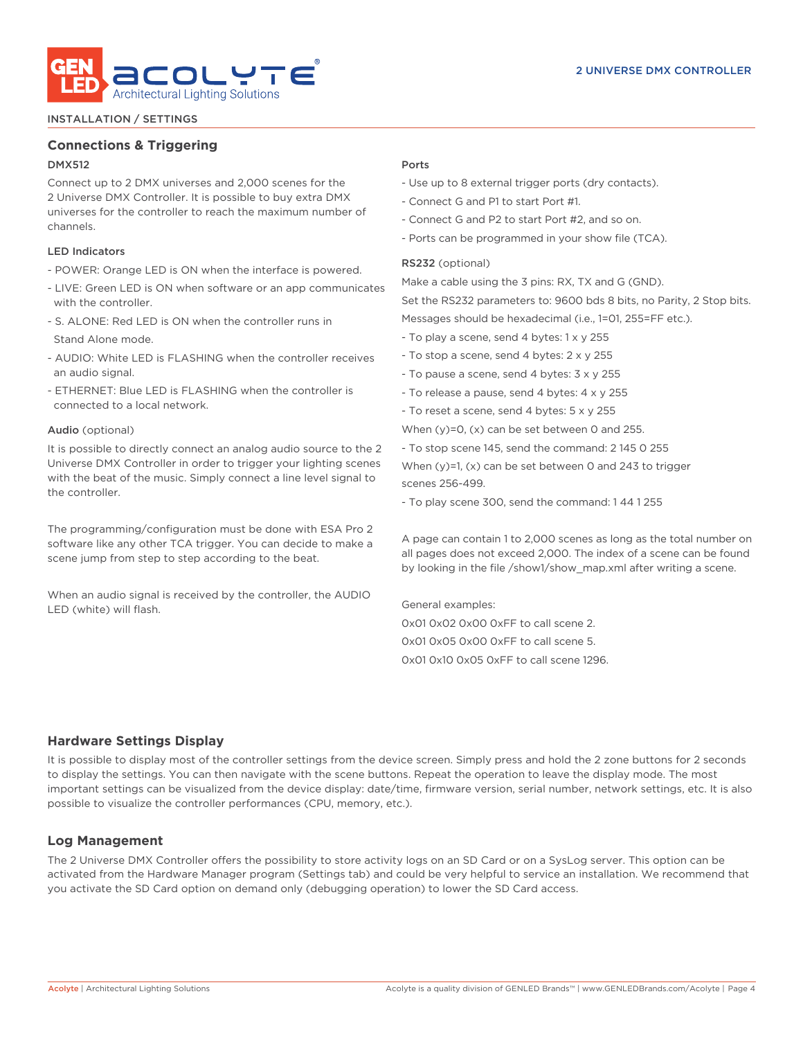INSTALLATION / SETTINGS

## Connections & Triggering

### DMX512

Connect up to 2 DMX universes and 2,000 scenes for the 2 Universe DMX Controller. It is possible to buy extra DMX universes for the controller to reach the maximum number of channels.

### LED Indicators

- POWER: Orange LED is ON when the interface is powered.
- LIVE: Green LED is ON when software or an app communicates with the controller.
- S. ALONE: Red LED is ON when the controller runs in Stand Alone mode.
- AUDIO: White LED is FLASHING when the controller receives an audio signal.
- ETHERNET: Blue LED is FLASHING when the controller is connected to a local network.

### Audio (optional)

It is possible to directly connect an analog audio source to the 2 Universe DMX Controller in order to trigger your lighting scenes with the beat of the music. Simply connect a line level signal to the controller.

The programming/configuration must be done with ESA Pro 2 software like any other TCA trigger. You can decide to make a scene jump from step to step according to the beat.

When an audio signal is received by the controller, the AUDIO LED (white) will flash.

### Ports

- Use up to 8 external trigger ports (dry contacts).
- Connect G and P1 to start Port #1.
- Connect G and P2 to start Port #2, and so on.
- Ports can be programmed in your show file (TCA).

### RS232 (optional)

Make a cable using the 3 pins: RX, TX and G (GND).

Set the RS232 parameters to: 9600 bds 8 bits, no Parity, 2 Stop bits.

Messages should be hexadecimal (i.e., 1=01, 255=FF etc.).

- To play a scene, send 4 bytes: 1 x y 255
- To stop a scene, send 4 bytes: 2 x y 255
- To pause a scene, send 4 bytes: 3 x y 255
- To release a pause, send 4 bytes: 4 x y 255
- To reset a scene, send 4 bytes: 5 x y 255

When (y)=0, (x) can be set between 0 and 255.

- To stop scene 145, send the command: 2 145 0 255

When (y)=1, (x) can be set between 0 and 243 to trigger scenes 256-499.

- To play scene 300, send the command: 1 44 1 255

A page can contain 1 to 2,000 scenes as long as the total number on all pages does not exceed 2,000. The index of a scene can be found by looking in the file /show1/show_map.xml after writing a scene.

General examples:

0x01 0x02 0x00 0xFF to call scene 2.

0x01 0x05 0x00 0xFF to call scene 5.

0x01 0x10 0x05 0xFF to call scene 1296.

## Hardware Settings Display

It is possible to display most of the controller settings from the device screen. Simply press and hold the 2 zone buttons for 2 seconds to display the settings. You can then navigate with the scene buttons. Repeat the operation to leave the display mode. The most important settings can be visualized from the device display: date/time, firmware version, serial number, network settings, etc. It is also possible to visualize the controller performances (CPU, memory, etc.).

## Log Management

The 2 Universe DMX Controller offers the possibility to store activity logs on an SD Card or on a SysLog server. This option can be activated from the Hardware Manager program (Settings tab) and could be very helpful to service an installation. We recommend that you activate the SD Card option on demand only (debugging operation) to lower the SD Card access.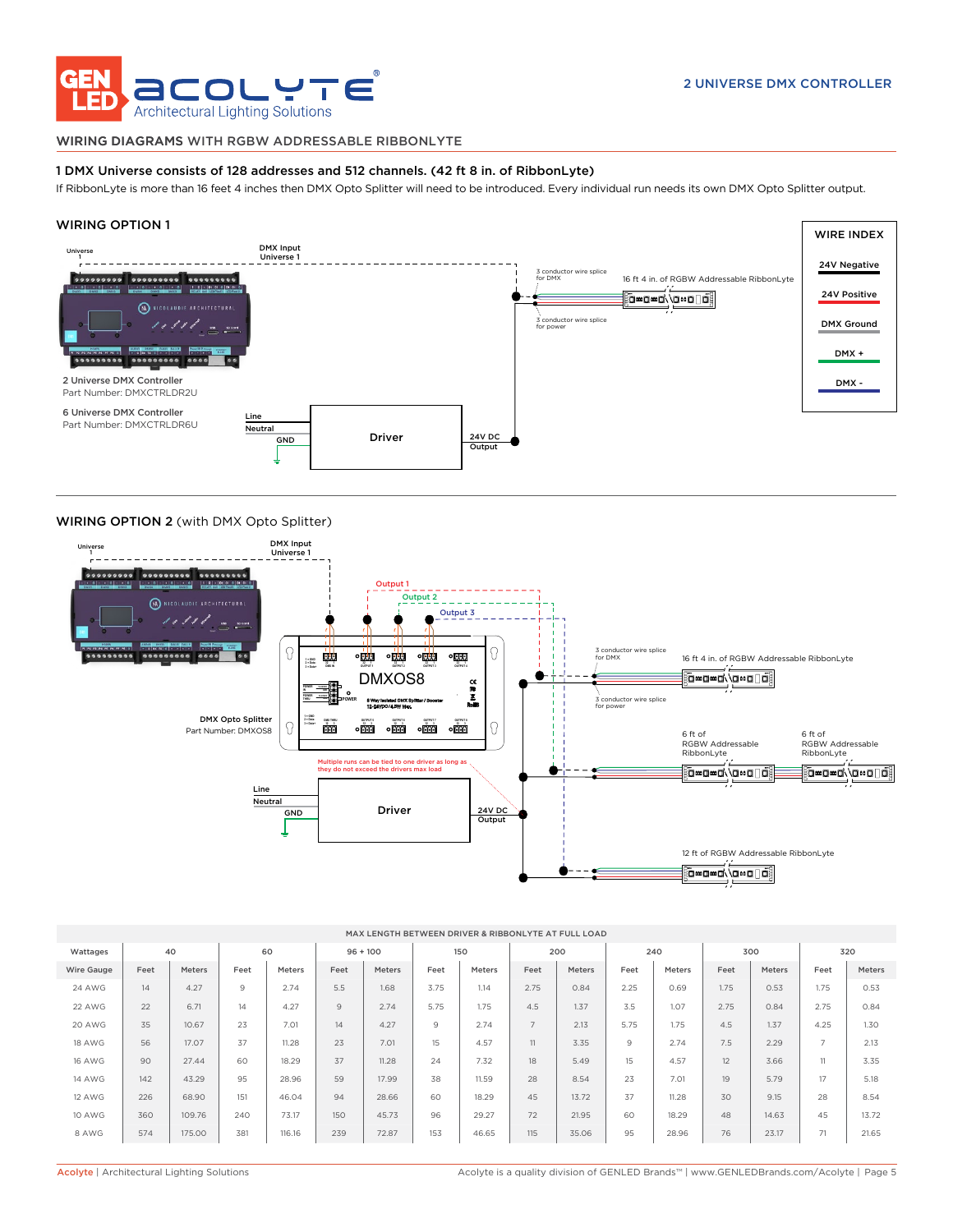2 UNIVERSE DMX CONTROLLER

## WIRING DIAGRAMS WITH RGBW ADDRESSABLE RIBBONLYTE

**1 DMX Universe consists of 128 addresses and 512 channels. (42 ft 8 in. of RibbonLyte)**

If RibbonLyte is more than 16 feet 4 inches then DMX Opto Splitter will need to be introduced. Every individual run needs its own DMX Opto Splitter output.

### WIRING OPTION 1

Universe 1

DMX Input Universe 1

3 conductor wire splice for DMX

16 ft 4 in. of RGBW Addressable RibbonLyte

3 conductor wire splice for power

2 Universe DMX Controller
Part Number: DMXCTRLDR2U

6 Universe DMX Controller
Part Number: DMXCTRLDR6U

Line
Neutral
GND

Driver

24V DC Output

**WIRE INDEX**

- 24V Negative
- 24V Positive
- DMX Ground
- DMX +
- DMX -

### WIRING OPTION 2 (with DMX Opto Splitter)

Universe 1

DMX Input Universe 1

Output 1
Output 2
Output 3

DMXOS8

DMX Opto Splitter
Part Number: DMXOS8

3 conductor wire splice for DMX

16 ft 4 in. of RGBW Addressable RibbonLyte

3 conductor wire splice for power

6 ft of RGBW Addressable RibbonLyte

6 ft of RGBW Addressable RibbonLyte

Multiple runs can be tied to one driver as long as they do not exceed the drivers max load

Line
Neutral
GND

Driver

24V DC Output

12 ft of RGBW Addressable RibbonLyte

**MAX LENGTH BETWEEN DRIVER & RIBBONLYTE AT FULL LOAD**

| Wattages | 40 | | 60 | | 96 + 100 | | 150 | | 200 | | 240 | | 300 | | 320 | |
|---|---|---|---|---|---|---|---|---|---|---|---|---|---|---|---|---|
| Wire Gauge | Feet | Meters | Feet | Meters | Feet | Meters | Feet | Meters | Feet | Meters | Feet | Meters | Feet | Meters | Feet | Meters |
| 24 AWG | 14 | 4.27 | 9 | 2.74 | 5.5 | 1.68 | 3.75 | 1.14 | 2.75 | 0.84 | 2.25 | 0.69 | 1.75 | 0.53 | 1.75 | 0.53 |
| 22 AWG | 22 | 6.71 | 14 | 4.27 | 9 | 2.74 | 5.75 | 1.75 | 4.5 | 1.37 | 3.5 | 1.07 | 2.75 | 0.84 | 2.75 | 0.84 |
| 20 AWG | 35 | 10.67 | 23 | 7.01 | 14 | 4.27 | 9 | 2.74 | 7 | 2.13 | 5.75 | 1.75 | 4.5 | 1.37 | 4.25 | 1.30 |
| 18 AWG | 56 | 17.07 | 37 | 11.28 | 23 | 7.01 | 15 | 4.57 | 11 | 3.35 | 9 | 2.74 | 7.5 | 2.29 | 7 | 2.13 |
| 16 AWG | 90 | 27.44 | 60 | 18.29 | 37 | 11.28 | 24 | 7.32 | 18 | 5.49 | 15 | 4.57 | 12 | 3.66 | 11 | 3.35 |
| 14 AWG | 142 | 43.29 | 95 | 28.96 | 59 | 17.99 | 38 | 11.59 | 28 | 8.54 | 23 | 7.01 | 19 | 5.79 | 17 | 5.18 |
| 12 AWG | 226 | 68.90 | 151 | 46.04 | 94 | 28.66 | 60 | 18.29 | 45 | 13.72 | 37 | 11.28 | 30 | 9.15 | 28 | 8.54 |
| 10 AWG | 360 | 109.76 | 240 | 73.17 | 150 | 45.73 | 96 | 29.27 | 72 | 21.95 | 60 | 18.29 | 48 | 14.63 | 45 | 13.72 |
| 8 AWG | 574 | 175.00 | 381 | 116.16 | 239 | 72.87 | 153 | 46.65 | 115 | 35.06 | 95 | 28.96 | 76 | 23.17 | 71 | 21.65 |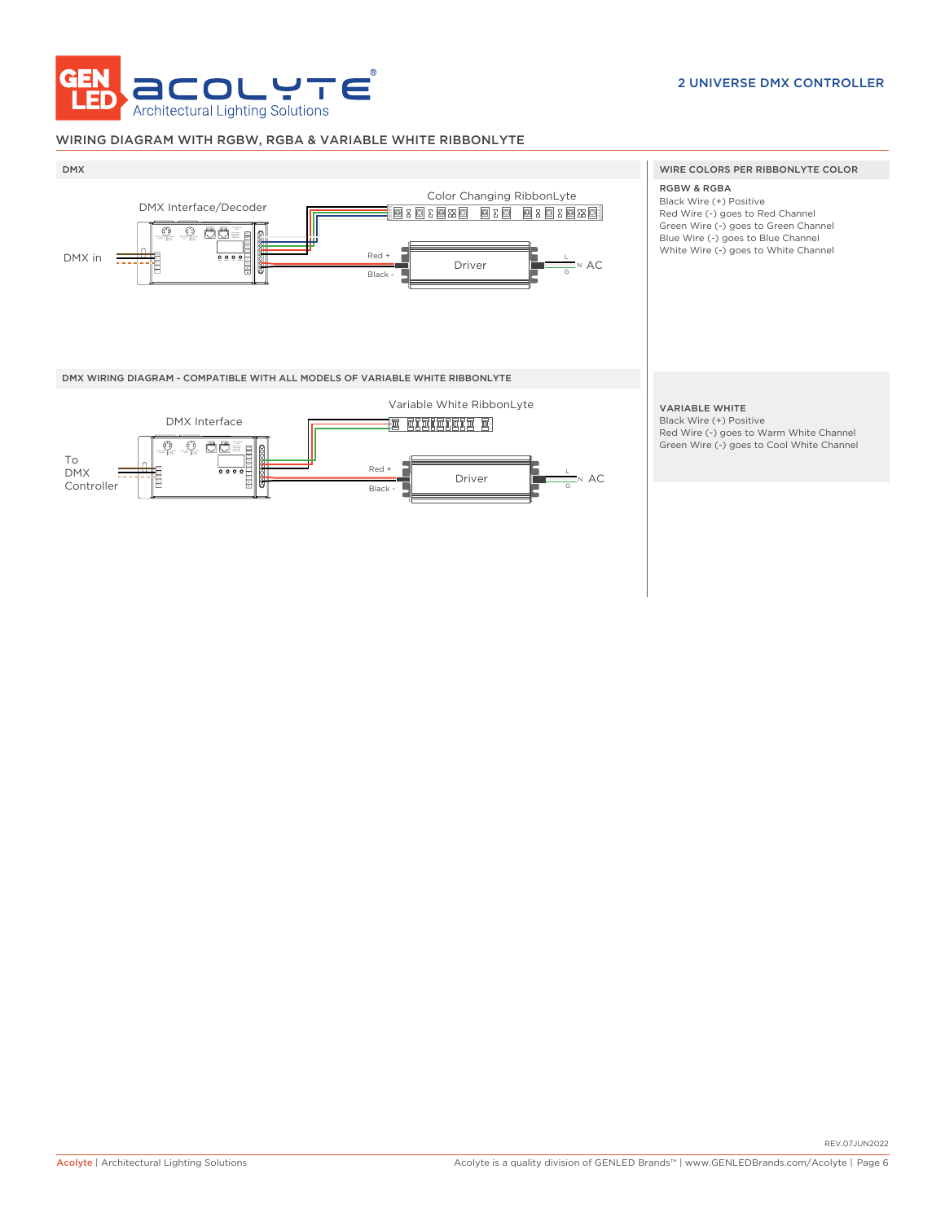## 2 UNIVERSE DMX CONTROLLER

## WIRING DIAGRAM WITH RGBW, RGBA & VARIABLE WHITE RIBBONLYTE

### DMX

DMX Interface/Decoder

Color Changing RibbonLyte

DMX in

Red +

Black -

Driver

L
N AC
G

### DMX WIRING DIAGRAM - COMPATIBLE WITH ALL MODELS OF VARIABLE WHITE RIBBONLYTE

DMX Interface

Variable White RibbonLyte

To
DMX
Controller

Red +

Black -

Driver

L
N AC
G

### WIRE COLORS PER RIBBONLYTE COLOR

**RGBW & RGBA**

Black Wire (+) Positive
Red Wire (-) goes to Red Channel
Green Wire (-) goes to Green Channel
Blue Wire (-) goes to Blue Channel
White Wire (-) goes to White Channel

**VARIABLE WHITE**

Black Wire (+) Positive
Red Wire (-) goes to Warm White Channel
Green Wire (-) goes to Cool White Channel

REV.07JUN2022